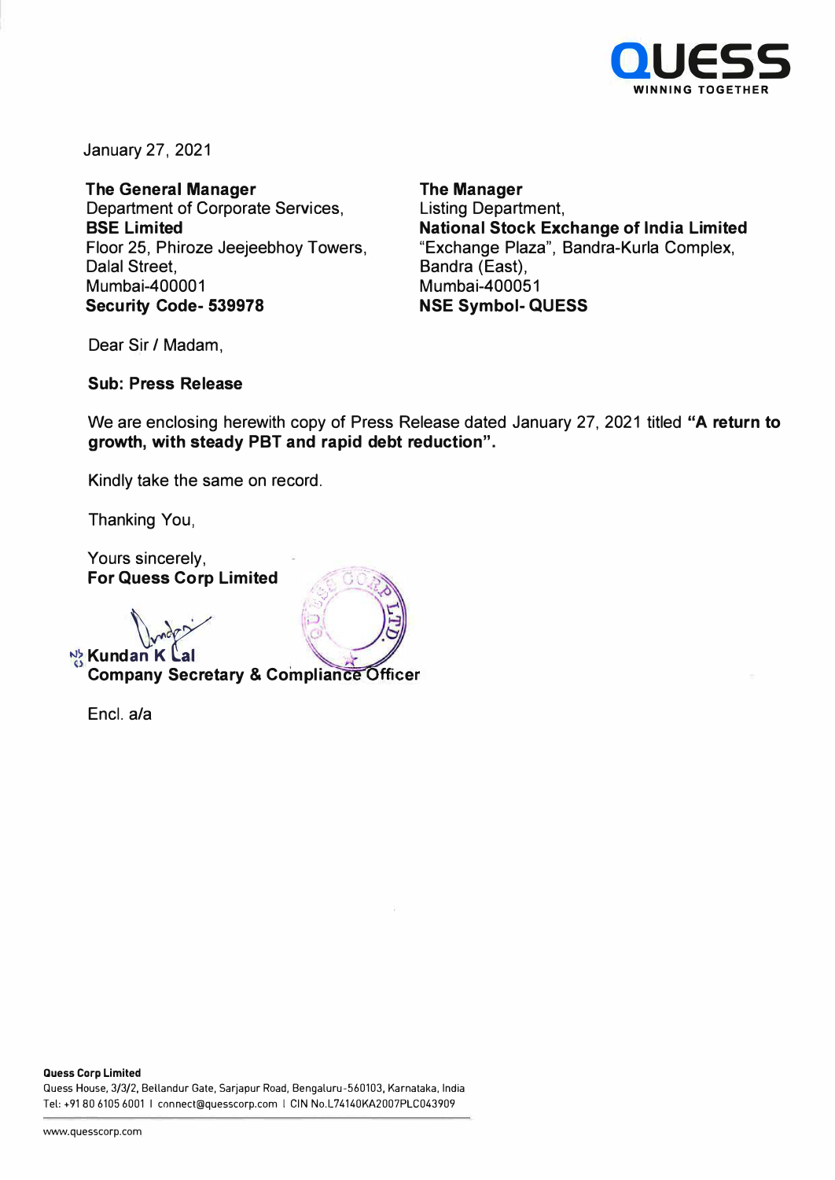QUESS
WINNING TOGETHER

January 27, 2021

**The General Manager**
Department of Corporate Services,
**BSE Limited**
Floor 25, Phiroze Jeejeebhoy Towers,
Dalal Street,
Mumbai-400001
**Security Code- 539978**

**The Manager**
Listing Department,
**National Stock Exchange of India Limited**
"Exchange Plaza", Bandra-Kurla Complex,
Bandra (East),
Mumbai-400051
**NSE Symbol- QUESS**

Dear Sir / Madam,

**Sub: Press Release**

We are enclosing herewith copy of Press Release dated January 27, 2021 titled **"A return to growth, with steady PBT and rapid debt reduction".**

Kindly take the same on record.

Thanking You,

Yours sincerely,
**For Quess Corp Limited**

**Kundan K Lal**
**Company Secretary & Compliance Officer**

Encl. a/a

**Quess Corp Limited**
Quess House, 3/3/2, Bellandur Gate, Sarjapur Road, Bengaluru-560103, Karnataka, India
Tel: +91 80 6105 6001 | connect@quesscorp.com | CIN No.L74140KA2007PLC043909

www.quesscorp.com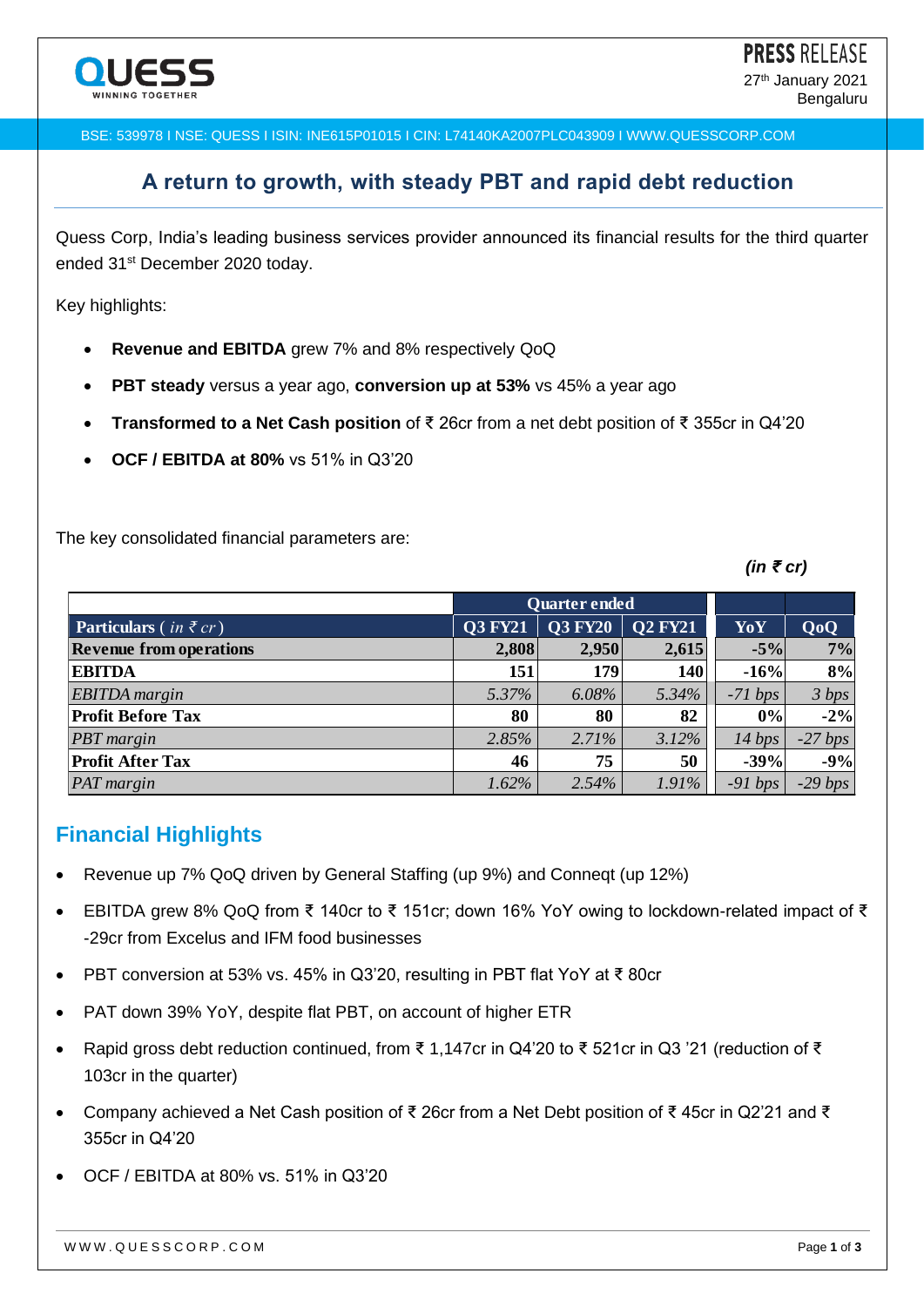QUESS
WINNING TOGETHER

**PRESS RELEASE**
27th January 2021
Bengaluru

BSE: 539978 I NSE: QUESS I ISIN: INE615P01015 I CIN: L74140KA2007PLC043909 I WWW.QUESSCORP.COM

## A return to growth, with steady PBT and rapid debt reduction

Quess Corp, India's leading business services provider announced its financial results for the third quarter ended 31st December 2020 today.

Key highlights:

- **Revenue and EBITDA** grew 7% and 8% respectively QoQ
- **PBT steady** versus a year ago, **conversion up at 53%** vs 45% a year ago
- **Transformed to a Net Cash position** of ₹ 26cr from a net debt position of ₹ 355cr in Q4'20
- **OCF / EBITDA at 80%** vs 51% in Q3'20

The key consolidated financial parameters are:

***(in ₹ cr)***

| Particulars ( *in ₹ cr* ) | Quarter ended | | | YoY | QoQ |
|---|---|---|---|---|---|
| | Q3 FY21 | Q3 FY20 | Q2 FY21 | | |
| **Revenue from operations** | **2,808** | **2,950** | **2,615** | **-5%** | **7%** |
| **EBITDA** | **151** | **179** | **140** | **-16%** | **8%** |
| *EBITDA margin* | *5.37%* | *6.08%* | *5.34%* | *-71 bps* | *3 bps* |
| **Profit Before Tax** | **80** | **80** | **82** | **0%** | **-2%** |
| *PBT margin* | *2.85%* | *2.71%* | *3.12%* | *14 bps* | *-27 bps* |
| **Profit After Tax** | **46** | **75** | **50** | **-39%** | **-9%** |
| *PAT margin* | *1.62%* | *2.54%* | *1.91%* | *-91 bps* | *-29 bps* |

## Financial Highlights

- Revenue up 7% QoQ driven by General Staffing (up 9%) and Conneqt (up 12%)
- EBITDA grew 8% QoQ from ₹ 140cr to ₹ 151cr; down 16% YoY owing to lockdown-related impact of ₹ -29cr from Excelus and IFM food businesses
- PBT conversion at 53% vs. 45% in Q3'20, resulting in PBT flat YoY at ₹ 80cr
- PAT down 39% YoY, despite flat PBT, on account of higher ETR
- Rapid gross debt reduction continued, from ₹ 1,147cr in Q4'20 to ₹ 521cr in Q3 '21 (reduction of ₹ 103cr in the quarter)
- Company achieved a Net Cash position of ₹ 26cr from a Net Debt position of ₹ 45cr in Q2'21 and ₹ 355cr in Q4'20
- OCF / EBITDA at 80% vs. 51% in Q3'20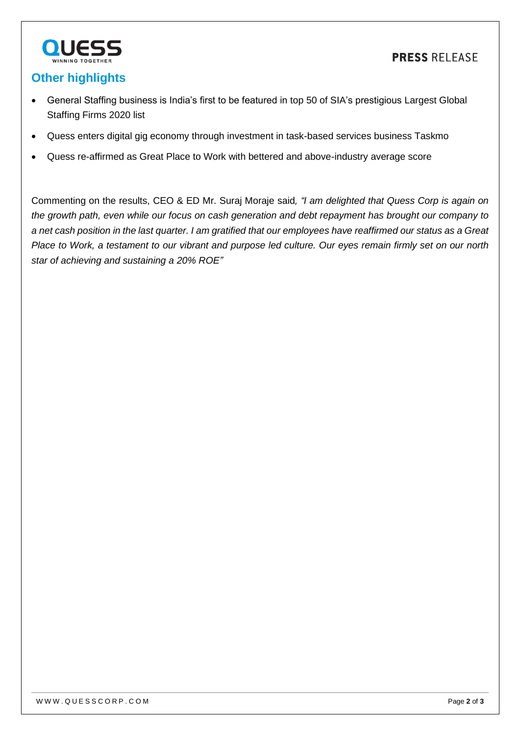## Other highlights

- General Staffing business is India's first to be featured in top 50 of SIA's prestigious Largest Global Staffing Firms 2020 list
- Quess enters digital gig economy through investment in task-based services business Taskmo
- Quess re-affirmed as Great Place to Work with bettered and above-industry average score

Commenting on the results, CEO & ED Mr. Suraj Moraje said*, "I am delighted that Quess Corp is again on the growth path, even while our focus on cash generation and debt repayment has brought our company to a net cash position in the last quarter. I am gratified that our employees have reaffirmed our status as a Great Place to Work, a testament to our vibrant and purpose led culture. Our eyes remain firmly set on our north star of achieving and sustaining a 20% ROE"*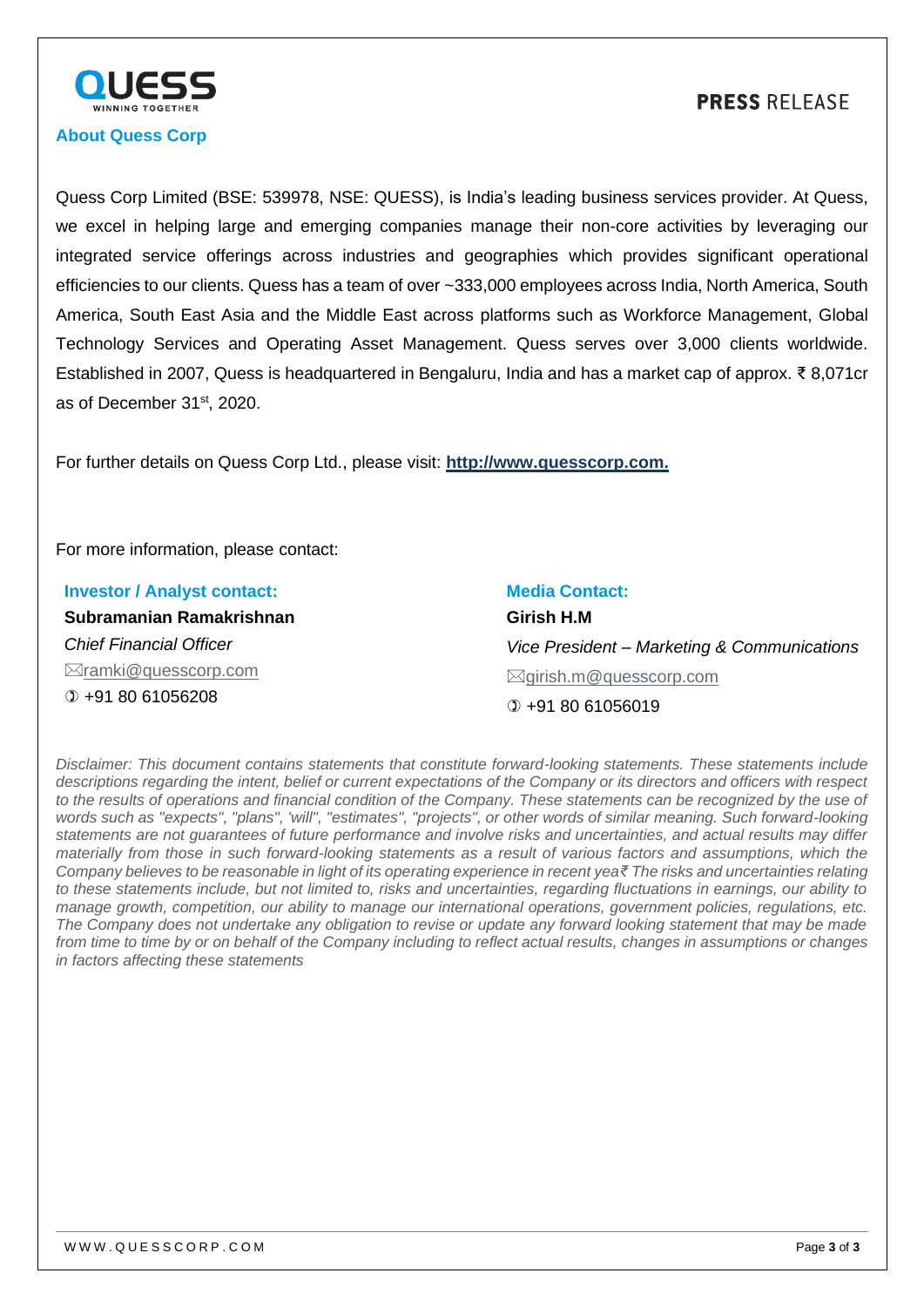**PRESS** RELEASE

## About Quess Corp

Quess Corp Limited (BSE: 539978, NSE: QUESS), is India's leading business services provider. At Quess, we excel in helping large and emerging companies manage their non-core activities by leveraging our integrated service offerings across industries and geographies which provides significant operational efficiencies to our clients. Quess has a team of over ~333,000 employees across India, North America, South America, South East Asia and the Middle East across platforms such as Workforce Management, Global Technology Services and Operating Asset Management. Quess serves over 3,000 clients worldwide. Established in 2007, Quess is headquartered in Bengaluru, India and has a market cap of approx. ₹ 8,071cr as of December 31st, 2020.

For further details on Quess Corp Ltd., please visit: **http://www.quesscorp.com.**

For more information, please contact:

**Investor / Analyst contact:**
**Subramanian Ramakrishnan**
*Chief Financial Officer*
✉ramki@quesscorp.com
✆ +91 80 61056208

**Media Contact:**
**Girish H.M**
*Vice President – Marketing & Communications*
✉girish.m@quesscorp.com
✆ +91 80 61056019

*Disclaimer: This document contains statements that constitute forward-looking statements. These statements include descriptions regarding the intent, belief or current expectations of the Company or its directors and officers with respect to the results of operations and financial condition of the Company. These statements can be recognized by the use of words such as "expects", "plans", 'will", "estimates", "projects", or other words of similar meaning. Such forward-looking statements are not guarantees of future performance and involve risks and uncertainties, and actual results may differ materially from those in such forward-looking statements as a result of various factors and assumptions, which the Company believes to be reasonable in light of its operating experience in recent yea₹ The risks and uncertainties relating to these statements include, but not limited to, risks and uncertainties, regarding fluctuations in earnings, our ability to manage growth, competition, our ability to manage our international operations, government policies, regulations, etc. The Company does not undertake any obligation to revise or update any forward looking statement that may be made from time to time by or on behalf of the Company including to reflect actual results, changes in assumptions or changes in factors affecting these statements*